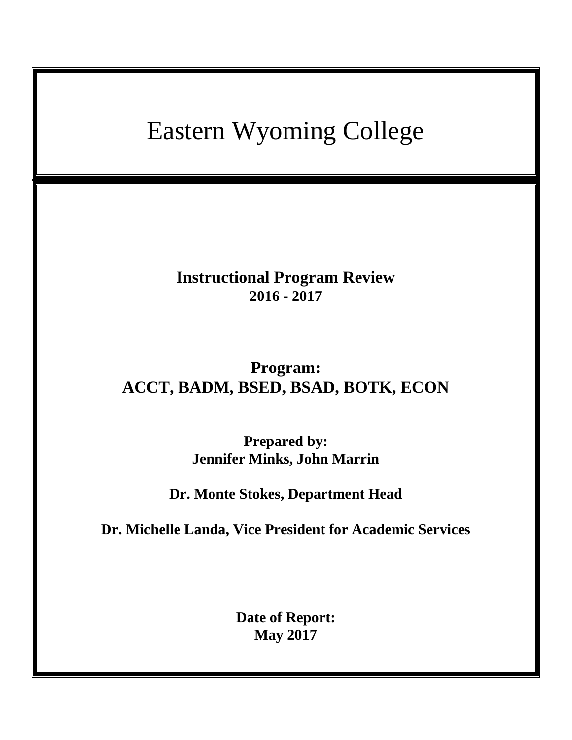# Eastern Wyoming College

**Instructional Program Review**
**2016 - 2017**

**Program:**
**ACCT, BADM, BSED, BSAD, BOTK, ECON**

**Prepared by:**
**Jennifer Minks, John Marrin**

**Dr. Monte Stokes, Department Head**

**Dr. Michelle Landa, Vice President for Academic Services**

**Date of Report:**
**May 2017**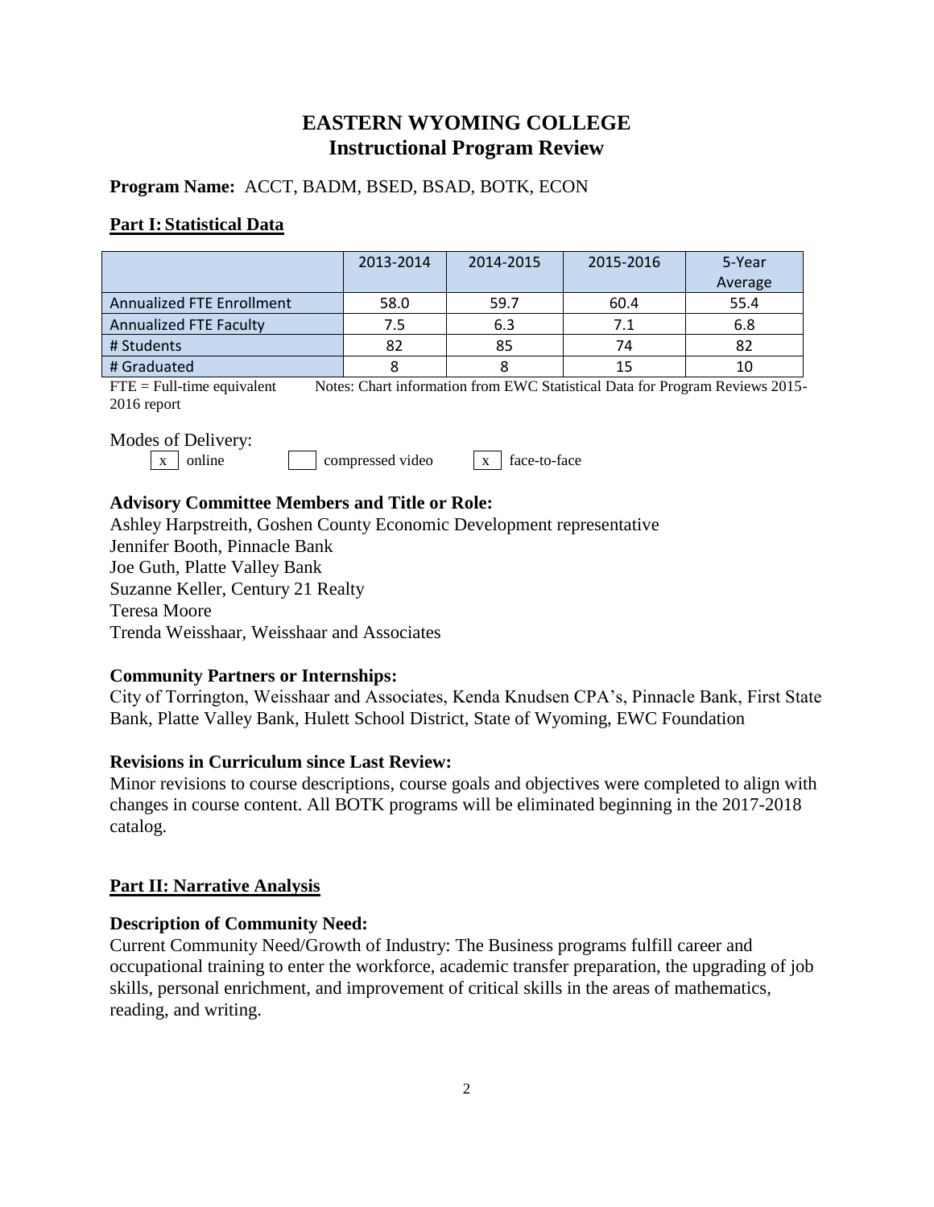# EASTERN WYOMING COLLEGE
## Instructional Program Review

**Program Name:** ACCT, BADM, BSED, BSAD, BOTK, ECON

### Part I: Statistical Data

| | 2013-2014 | 2014-2015 | 2015-2016 | 5-Year Average |
|---|---|---|---|---|
| Annualized FTE Enrollment | 58.0 | 59.7 | 60.4 | 55.4 |
| Annualized FTE Faculty | 7.5 | 6.3 | 7.1 | 6.8 |
| # Students | 82 | 85 | 74 | 82 |
| # Graduated | 8 | 8 | 15 | 10 |

FTE = Full-time equivalent   Notes: Chart information from EWC Statistical Data for Program Reviews 2015-2016 report

Modes of Delivery:

[x] online   [ ] compressed video   [x] face-to-face

**Advisory Committee Members and Title or Role:**

Ashley Harpstreith, Goshen County Economic Development representative
Jennifer Booth, Pinnacle Bank
Joe Guth, Platte Valley Bank
Suzanne Keller, Century 21 Realty
Teresa Moore
Trenda Weisshaar, Weisshaar and Associates

**Community Partners or Internships:**

City of Torrington, Weisshaar and Associates, Kenda Knudsen CPA's, Pinnacle Bank, First State Bank, Platte Valley Bank, Hulett School District, State of Wyoming, EWC Foundation

**Revisions in Curriculum since Last Review:**

Minor revisions to course descriptions, course goals and objectives were completed to align with changes in course content. All BOTK programs will be eliminated beginning in the 2017-2018 catalog.

### Part II: Narrative Analysis

**Description of Community Need:**

Current Community Need/Growth of Industry: The Business programs fulfill career and occupational training to enter the workforce, academic transfer preparation, the upgrading of job skills, personal enrichment, and improvement of critical skills in the areas of mathematics, reading, and writing.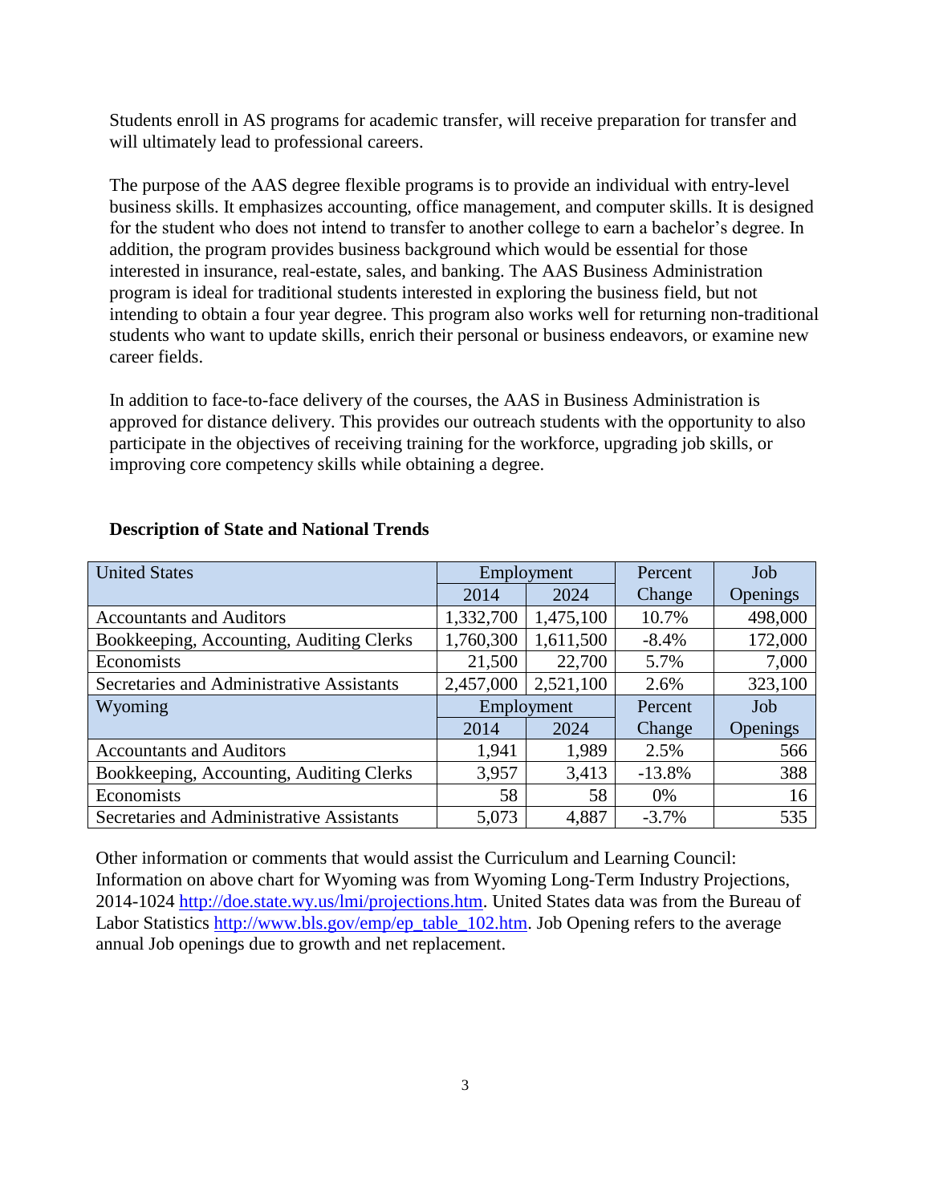Students enroll in AS programs for academic transfer, will receive preparation for transfer and will ultimately lead to professional careers.

The purpose of the AAS degree flexible programs is to provide an individual with entry-level business skills. It emphasizes accounting, office management, and computer skills. It is designed for the student who does not intend to transfer to another college to earn a bachelor's degree. In addition, the program provides business background which would be essential for those interested in insurance, real-estate, sales, and banking. The AAS Business Administration program is ideal for traditional students interested in exploring the business field, but not intending to obtain a four year degree. This program also works well for returning non-traditional students who want to update skills, enrich their personal or business endeavors, or examine new career fields.

In addition to face-to-face delivery of the courses, the AAS in Business Administration is approved for distance delivery. This provides our outreach students with the opportunity to also participate in the objectives of receiving training for the workforce, upgrading job skills, or improving core competency skills while obtaining a degree.

**Description of State and National Trends**

| United States | Employment | | Percent Change | Job Openings |
|---|---|---|---|---|
| | 2014 | 2024 | | |
| Accountants and Auditors | 1,332,700 | 1,475,100 | 10.7% | 498,000 |
| Bookkeeping, Accounting, Auditing Clerks | 1,760,300 | 1,611,500 | -8.4% | 172,000 |
| Economists | 21,500 | 22,700 | 5.7% | 7,000 |
| Secretaries and Administrative Assistants | 2,457,000 | 2,521,100 | 2.6% | 323,100 |
| **Wyoming** | **Employment** | | **Percent Change** | **Job Openings** |
| | 2014 | 2024 | | |
| Accountants and Auditors | 1,941 | 1,989 | 2.5% | 566 |
| Bookkeeping, Accounting, Auditing Clerks | 3,957 | 3,413 | -13.8% | 388 |
| Economists | 58 | 58 | 0% | 16 |
| Secretaries and Administrative Assistants | 5,073 | 4,887 | -3.7% | 535 |

Other information or comments that would assist the Curriculum and Learning Council: Information on above chart for Wyoming was from Wyoming Long-Term Industry Projections, 2014-1024 http://doe.state.wy.us/lmi/projections.htm. United States data was from the Bureau of Labor Statistics http://www.bls.gov/emp/ep_table_102.htm. Job Opening refers to the average annual Job openings due to growth and net replacement.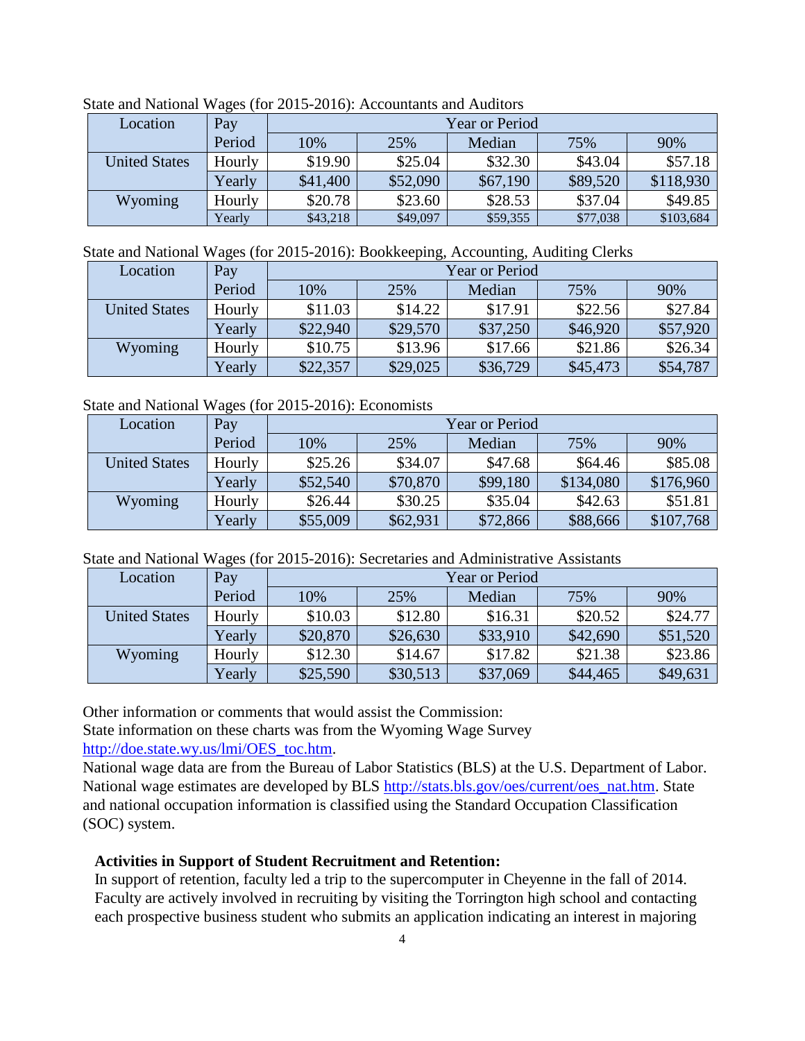State and National Wages (for 2015-2016): Accountants and Auditors

| Location | Pay Period | Year or Period | | | | |
|---|---|---|---|---|---|---|
| | | 10% | 25% | Median | 75% | 90% |
| United States | Hourly | $19.90 | $25.04 | $32.30 | $43.04 | $57.18 |
| | Yearly | $41,400 | $52,090 | $67,190 | $89,520 | $118,930 |
| Wyoming | Hourly | $20.78 | $23.60 | $28.53 | $37.04 | $49.85 |
| | Yearly | $43,218 | $49,097 | $59,355 | $77,038 | $103,684 |

State and National Wages (for 2015-2016): Bookkeeping, Accounting, Auditing Clerks

| Location | Pay Period | Year or Period | | | | |
|---|---|---|---|---|---|---|
| | | 10% | 25% | Median | 75% | 90% |
| United States | Hourly | $11.03 | $14.22 | $17.91 | $22.56 | $27.84 |
| | Yearly | $22,940 | $29,570 | $37,250 | $46,920 | $57,920 |
| Wyoming | Hourly | $10.75 | $13.96 | $17.66 | $21.86 | $26.34 |
| | Yearly | $22,357 | $29,025 | $36,729 | $45,473 | $54,787 |

State and National Wages (for 2015-2016): Economists

| Location | Pay Period | Year or Period | | | | |
|---|---|---|---|---|---|---|
| | | 10% | 25% | Median | 75% | 90% |
| United States | Hourly | $25.26 | $34.07 | $47.68 | $64.46 | $85.08 |
| | Yearly | $52,540 | $70,870 | $99,180 | $134,080 | $176,960 |
| Wyoming | Hourly | $26.44 | $30.25 | $35.04 | $42.63 | $51.81 |
| | Yearly | $55,009 | $62,931 | $72,866 | $88,666 | $107,768 |

State and National Wages (for 2015-2016): Secretaries and Administrative Assistants

| Location | Pay Period | Year or Period | | | | |
|---|---|---|---|---|---|---|
| | | 10% | 25% | Median | 75% | 90% |
| United States | Hourly | $10.03 | $12.80 | $16.31 | $20.52 | $24.77 |
| | Yearly | $20,870 | $26,630 | $33,910 | $42,690 | $51,520 |
| Wyoming | Hourly | $12.30 | $14.67 | $17.82 | $21.38 | $23.86 |
| | Yearly | $25,590 | $30,513 | $37,069 | $44,465 | $49,631 |

Other information or comments that would assist the Commission:
State information on these charts was from the Wyoming Wage Survey http://doe.state.wy.us/lmi/OES_toc.htm.
National wage data are from the Bureau of Labor Statistics (BLS) at the U.S. Department of Labor. National wage estimates are developed by BLS http://stats.bls.gov/oes/current/oes_nat.htm. State and national occupation information is classified using the Standard Occupation Classification (SOC) system.

**Activities in Support of Student Recruitment and Retention:**
In support of retention, faculty led a trip to the supercomputer in Cheyenne in the fall of 2014. Faculty are actively involved in recruiting by visiting the Torrington high school and contacting each prospective business student who submits an application indicating an interest in majoring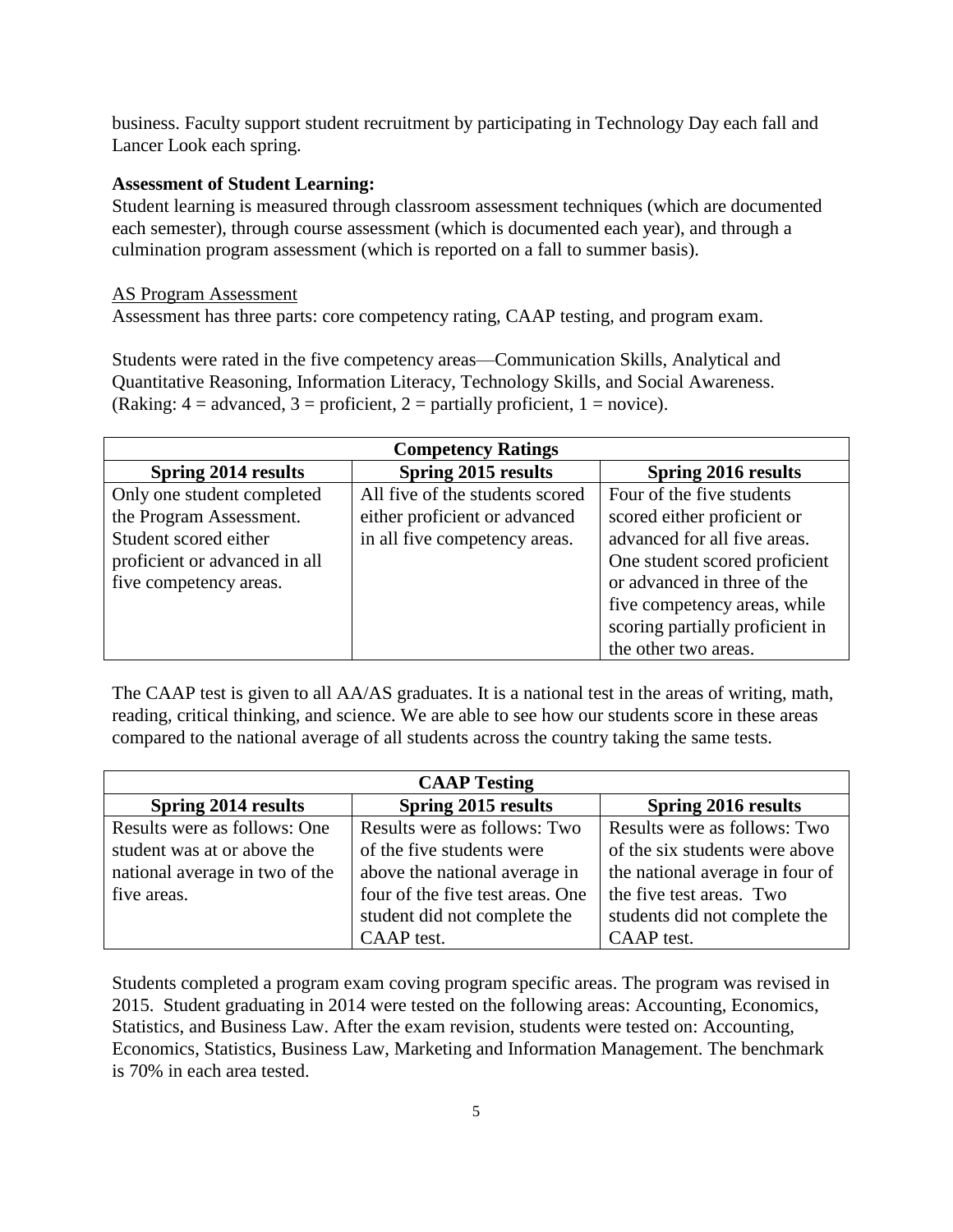business. Faculty support student recruitment by participating in Technology Day each fall and Lancer Look each spring.

**Assessment of Student Learning:**
Student learning is measured through classroom assessment techniques (which are documented each semester), through course assessment (which is documented each year), and through a culmination program assessment (which is reported on a fall to summer basis).

AS Program Assessment
Assessment has three parts: core competency rating, CAAP testing, and program exam.

Students were rated in the five competency areas—Communication Skills, Analytical and Quantitative Reasoning, Information Literacy, Technology Skills, and Social Awareness. (Raking: 4 = advanced, 3 = proficient, 2 = partially proficient, 1 = novice).

| Competency Ratings | | |
|---|---|---|
| **Spring 2014 results** | **Spring 2015 results** | **Spring 2016 results** |
| Only one student completed the Program Assessment. Student scored either proficient or advanced in all five competency areas. | All five of the students scored either proficient or advanced in all five competency areas. | Four of the five students scored either proficient or advanced for all five areas. One student scored proficient or advanced in three of the five competency areas, while scoring partially proficient in the other two areas. |

The CAAP test is given to all AA/AS graduates. It is a national test in the areas of writing, math, reading, critical thinking, and science. We are able to see how our students score in these areas compared to the national average of all students across the country taking the same tests.

| CAAP Testing | | |
|---|---|---|
| **Spring 2014 results** | **Spring 2015 results** | **Spring 2016 results** |
| Results were as follows: One student was at or above the national average in two of the five areas. | Results were as follows: Two of the five students were above the national average in four of the five test areas. One student did not complete the CAAP test. | Results were as follows: Two of the six students were above the national average in four of the five test areas. Two students did not complete the CAAP test. |

Students completed a program exam coving program specific areas. The program was revised in 2015. Student graduating in 2014 were tested on the following areas: Accounting, Economics, Statistics, and Business Law. After the exam revision, students were tested on: Accounting, Economics, Statistics, Business Law, Marketing and Information Management. The benchmark is 70% in each area tested.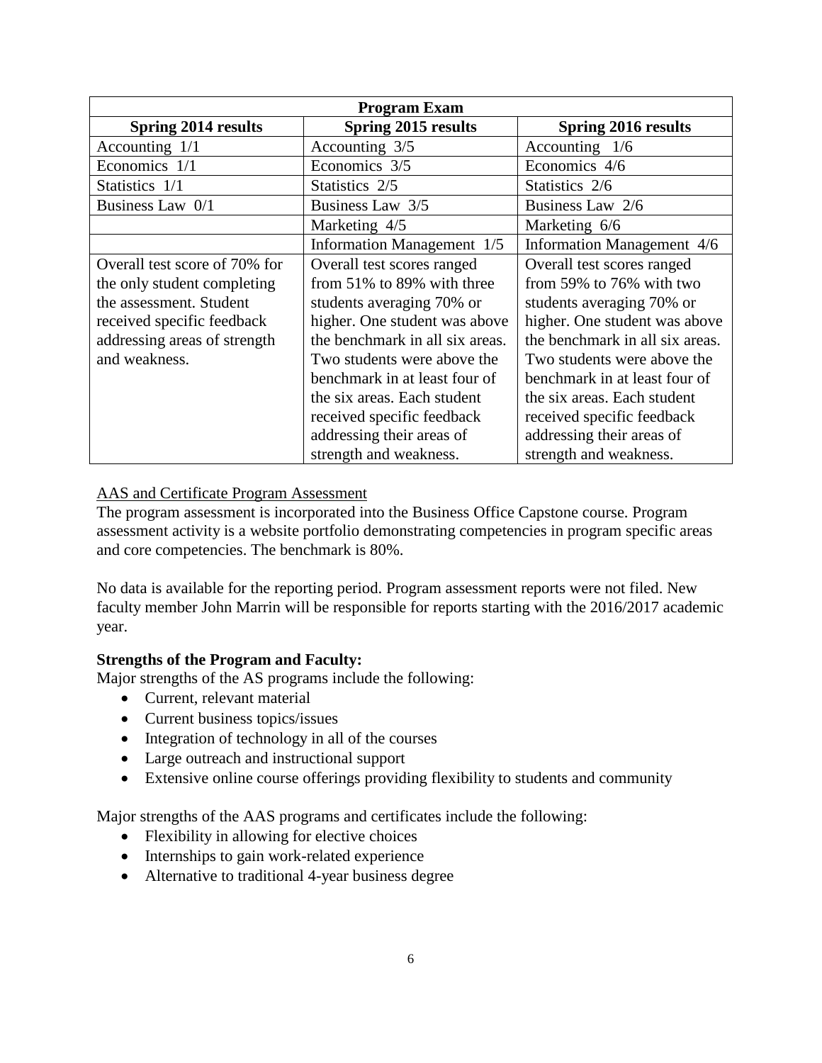| Program Exam | | |
|---|---|---|
| **Spring 2014 results** | **Spring 2015 results** | **Spring 2016 results** |
| Accounting 1/1 | Accounting 3/5 | Accounting 1/6 |
| Economics 1/1 | Economics 3/5 | Economics 4/6 |
| Statistics 1/1 | Statistics 2/5 | Statistics 2/6 |
| Business Law 0/1 | Business Law 3/5 | Business Law 2/6 |
| | Marketing 4/5 | Marketing 6/6 |
| | Information Management 1/5 | Information Management 4/6 |
| Overall test score of 70% for the only student completing the assessment. Student received specific feedback addressing areas of strength and weakness. | Overall test scores ranged from 51% to 89% with three students averaging 70% or higher. One student was above the benchmark in all six areas. Two students were above the benchmark in at least four of the six areas. Each student received specific feedback addressing their areas of strength and weakness. | Overall test scores ranged from 59% to 76% with two students averaging 70% or higher. One student was above the benchmark in all six areas. Two students were above the benchmark in at least four of the six areas. Each student received specific feedback addressing their areas of strength and weakness. |

<u>AAS and Certificate Program Assessment</u>

The program assessment is incorporated into the Business Office Capstone course. Program assessment activity is a website portfolio demonstrating competencies in program specific areas and core competencies. The benchmark is 80%.

No data is available for the reporting period. Program assessment reports were not filed. New faculty member John Marrin will be responsible for reports starting with the 2016/2017 academic year.

**Strengths of the Program and Faculty:**

Major strengths of the AS programs include the following:

- Current, relevant material
- Current business topics/issues
- Integration of technology in all of the courses
- Large outreach and instructional support
- Extensive online course offerings providing flexibility to students and community

Major strengths of the AAS programs and certificates include the following:

- Flexibility in allowing for elective choices
- Internships to gain work-related experience
- Alternative to traditional 4-year business degree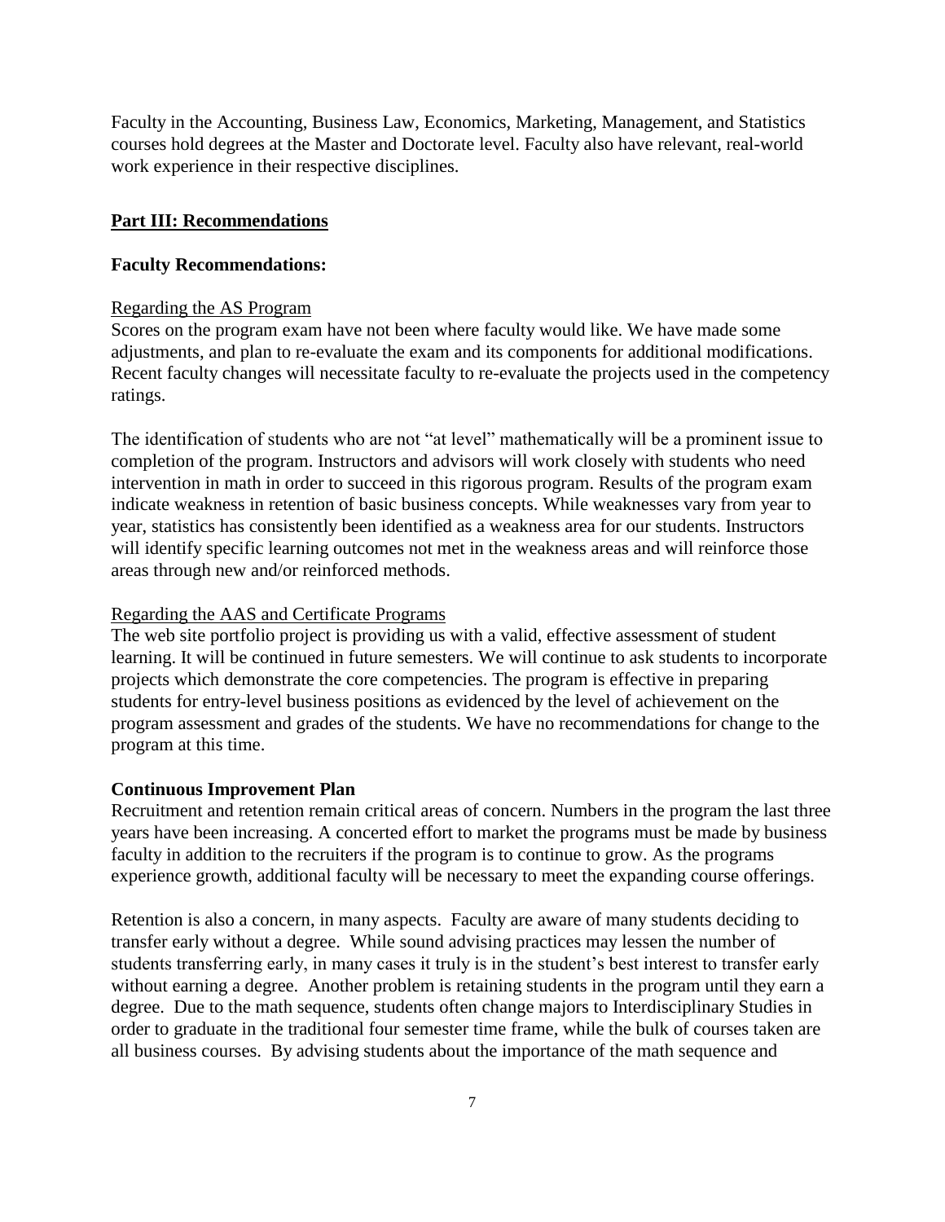Faculty in the Accounting, Business Law, Economics, Marketing, Management, and Statistics courses hold degrees at the Master and Doctorate level. Faculty also have relevant, real-world work experience in their respective disciplines.

## Part III: Recommendations

### Faculty Recommendations:

Regarding the AS Program

Scores on the program exam have not been where faculty would like. We have made some adjustments, and plan to re-evaluate the exam and its components for additional modifications. Recent faculty changes will necessitate faculty to re-evaluate the projects used in the competency ratings.

The identification of students who are not "at level" mathematically will be a prominent issue to completion of the program. Instructors and advisors will work closely with students who need intervention in math in order to succeed in this rigorous program. Results of the program exam indicate weakness in retention of basic business concepts. While weaknesses vary from year to year, statistics has consistently been identified as a weakness area for our students. Instructors will identify specific learning outcomes not met in the weakness areas and will reinforce those areas through new and/or reinforced methods.

Regarding the AAS and Certificate Programs

The web site portfolio project is providing us with a valid, effective assessment of student learning. It will be continued in future semesters. We will continue to ask students to incorporate projects which demonstrate the core competencies. The program is effective in preparing students for entry-level business positions as evidenced by the level of achievement on the program assessment and grades of the students. We have no recommendations for change to the program at this time.

### Continuous Improvement Plan

Recruitment and retention remain critical areas of concern. Numbers in the program the last three years have been increasing. A concerted effort to market the programs must be made by business faculty in addition to the recruiters if the program is to continue to grow. As the programs experience growth, additional faculty will be necessary to meet the expanding course offerings.

Retention is also a concern, in many aspects. Faculty are aware of many students deciding to transfer early without a degree. While sound advising practices may lessen the number of students transferring early, in many cases it truly is in the student's best interest to transfer early without earning a degree. Another problem is retaining students in the program until they earn a degree. Due to the math sequence, students often change majors to Interdisciplinary Studies in order to graduate in the traditional four semester time frame, while the bulk of courses taken are all business courses. By advising students about the importance of the math sequence and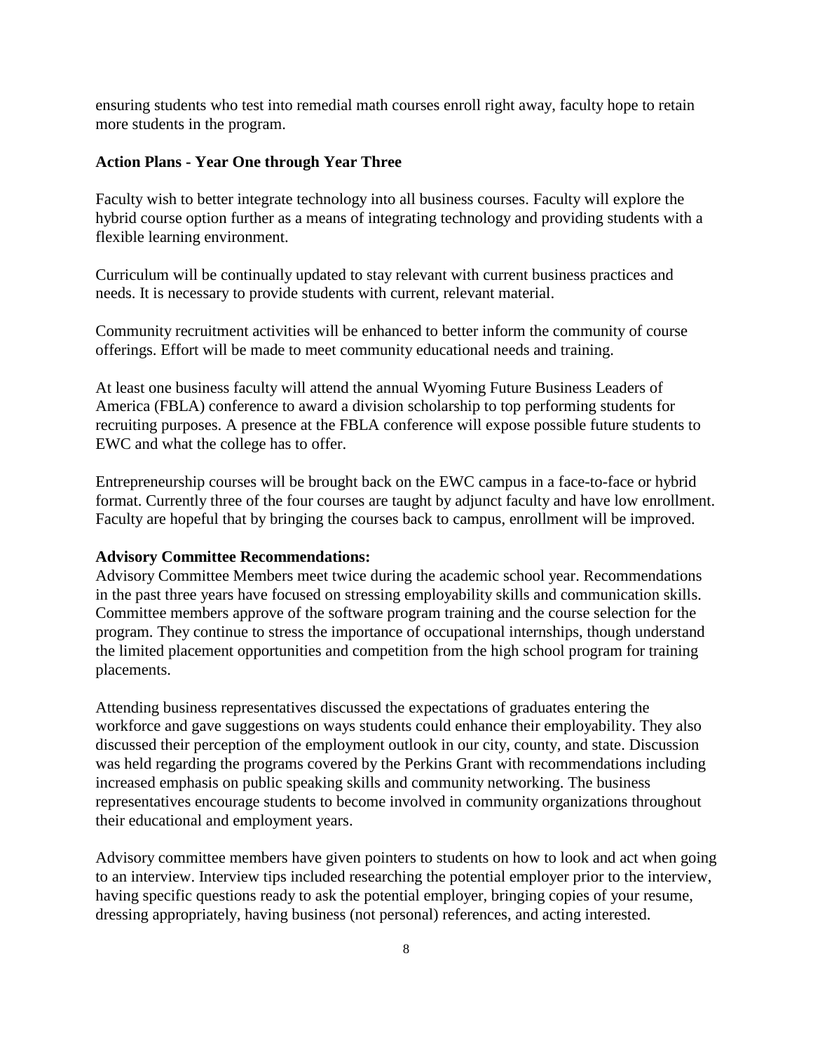ensuring students who test into remedial math courses enroll right away, faculty hope to retain more students in the program.

**Action Plans - Year One through Year Three**

Faculty wish to better integrate technology into all business courses. Faculty will explore the hybrid course option further as a means of integrating technology and providing students with a flexible learning environment.

Curriculum will be continually updated to stay relevant with current business practices and needs. It is necessary to provide students with current, relevant material.

Community recruitment activities will be enhanced to better inform the community of course offerings. Effort will be made to meet community educational needs and training.

At least one business faculty will attend the annual Wyoming Future Business Leaders of America (FBLA) conference to award a division scholarship to top performing students for recruiting purposes. A presence at the FBLA conference will expose possible future students to EWC and what the college has to offer.

Entrepreneurship courses will be brought back on the EWC campus in a face-to-face or hybrid format. Currently three of the four courses are taught by adjunct faculty and have low enrollment. Faculty are hopeful that by bringing the courses back to campus, enrollment will be improved.

**Advisory Committee Recommendations:**

Advisory Committee Members meet twice during the academic school year. Recommendations in the past three years have focused on stressing employability skills and communication skills. Committee members approve of the software program training and the course selection for the program. They continue to stress the importance of occupational internships, though understand the limited placement opportunities and competition from the high school program for training placements.

Attending business representatives discussed the expectations of graduates entering the workforce and gave suggestions on ways students could enhance their employability. They also discussed their perception of the employment outlook in our city, county, and state. Discussion was held regarding the programs covered by the Perkins Grant with recommendations including increased emphasis on public speaking skills and community networking. The business representatives encourage students to become involved in community organizations throughout their educational and employment years.

Advisory committee members have given pointers to students on how to look and act when going to an interview. Interview tips included researching the potential employer prior to the interview, having specific questions ready to ask the potential employer, bringing copies of your resume, dressing appropriately, having business (not personal) references, and acting interested.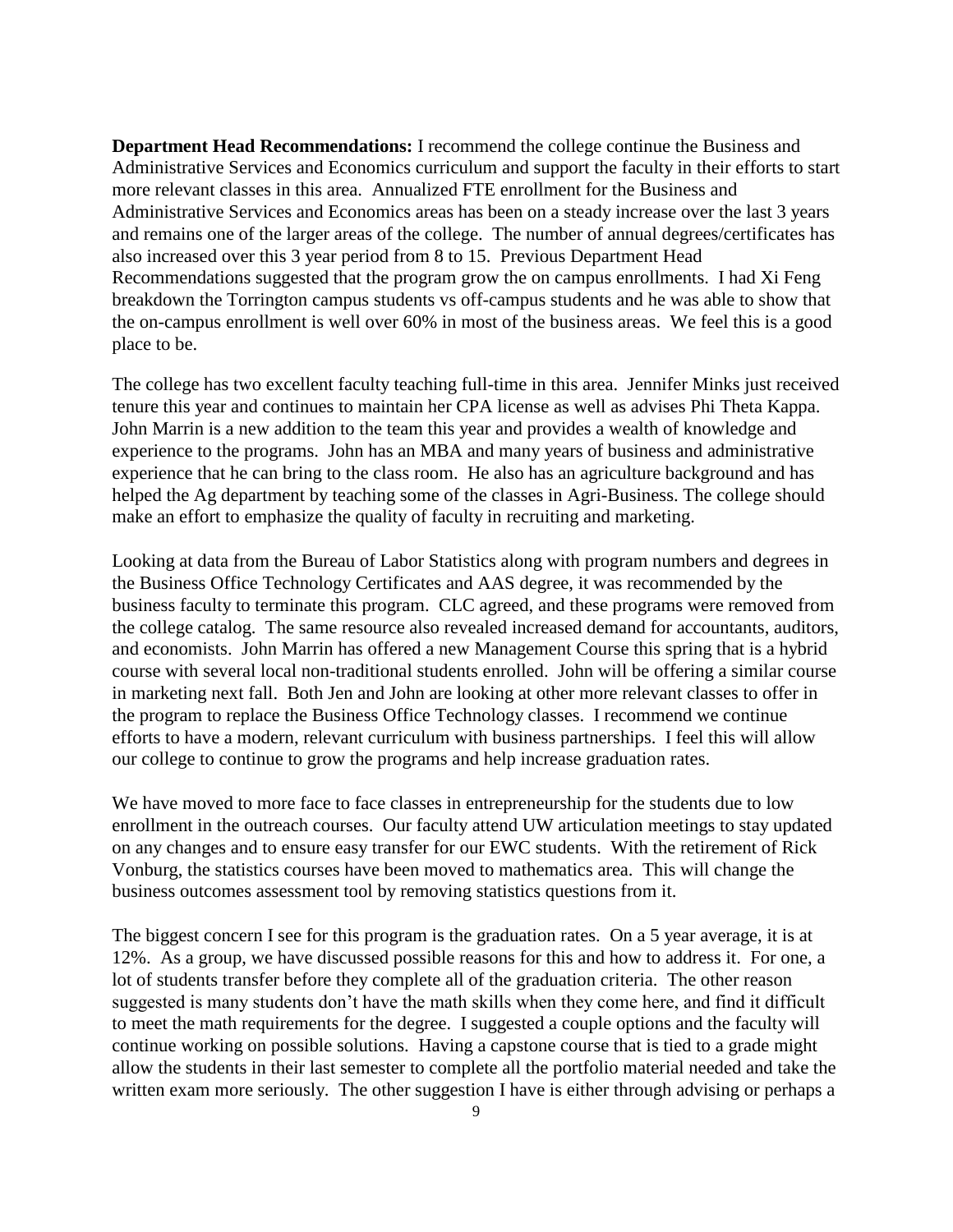**Department Head Recommendations:** I recommend the college continue the Business and Administrative Services and Economics curriculum and support the faculty in their efforts to start more relevant classes in this area. Annualized FTE enrollment for the Business and Administrative Services and Economics areas has been on a steady increase over the last 3 years and remains one of the larger areas of the college. The number of annual degrees/certificates has also increased over this 3 year period from 8 to 15. Previous Department Head Recommendations suggested that the program grow the on campus enrollments. I had Xi Feng breakdown the Torrington campus students vs off-campus students and he was able to show that the on-campus enrollment is well over 60% in most of the business areas. We feel this is a good place to be.

The college has two excellent faculty teaching full-time in this area. Jennifer Minks just received tenure this year and continues to maintain her CPA license as well as advises Phi Theta Kappa. John Marrin is a new addition to the team this year and provides a wealth of knowledge and experience to the programs. John has an MBA and many years of business and administrative experience that he can bring to the class room. He also has an agriculture background and has helped the Ag department by teaching some of the classes in Agri-Business. The college should make an effort to emphasize the quality of faculty in recruiting and marketing.

Looking at data from the Bureau of Labor Statistics along with program numbers and degrees in the Business Office Technology Certificates and AAS degree, it was recommended by the business faculty to terminate this program. CLC agreed, and these programs were removed from the college catalog. The same resource also revealed increased demand for accountants, auditors, and economists. John Marrin has offered a new Management Course this spring that is a hybrid course with several local non-traditional students enrolled. John will be offering a similar course in marketing next fall. Both Jen and John are looking at other more relevant classes to offer in the program to replace the Business Office Technology classes. I recommend we continue efforts to have a modern, relevant curriculum with business partnerships. I feel this will allow our college to continue to grow the programs and help increase graduation rates.

We have moved to more face to face classes in entrepreneurship for the students due to low enrollment in the outreach courses. Our faculty attend UW articulation meetings to stay updated on any changes and to ensure easy transfer for our EWC students. With the retirement of Rick Vonburg, the statistics courses have been moved to mathematics area. This will change the business outcomes assessment tool by removing statistics questions from it.

The biggest concern I see for this program is the graduation rates. On a 5 year average, it is at 12%. As a group, we have discussed possible reasons for this and how to address it. For one, a lot of students transfer before they complete all of the graduation criteria. The other reason suggested is many students don't have the math skills when they come here, and find it difficult to meet the math requirements for the degree. I suggested a couple options and the faculty will continue working on possible solutions. Having a capstone course that is tied to a grade might allow the students in their last semester to complete all the portfolio material needed and take the written exam more seriously. The other suggestion I have is either through advising or perhaps a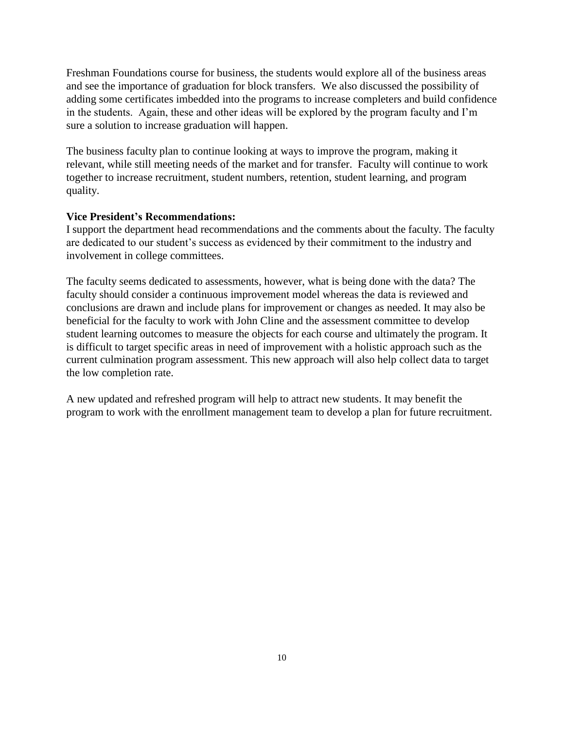Freshman Foundations course for business, the students would explore all of the business areas and see the importance of graduation for block transfers. We also discussed the possibility of adding some certificates imbedded into the programs to increase completers and build confidence in the students. Again, these and other ideas will be explored by the program faculty and I'm sure a solution to increase graduation will happen.

The business faculty plan to continue looking at ways to improve the program, making it relevant, while still meeting needs of the market and for transfer. Faculty will continue to work together to increase recruitment, student numbers, retention, student learning, and program quality.

**Vice President's Recommendations:**

I support the department head recommendations and the comments about the faculty. The faculty are dedicated to our student's success as evidenced by their commitment to the industry and involvement in college committees.

The faculty seems dedicated to assessments, however, what is being done with the data? The faculty should consider a continuous improvement model whereas the data is reviewed and conclusions are drawn and include plans for improvement or changes as needed. It may also be beneficial for the faculty to work with John Cline and the assessment committee to develop student learning outcomes to measure the objects for each course and ultimately the program. It is difficult to target specific areas in need of improvement with a holistic approach such as the current culmination program assessment. This new approach will also help collect data to target the low completion rate.

A new updated and refreshed program will help to attract new students. It may benefit the program to work with the enrollment management team to develop a plan for future recruitment.